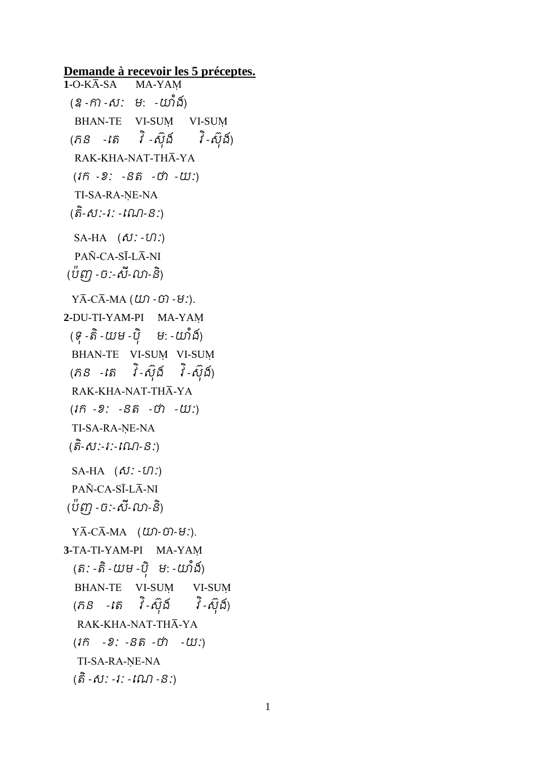**<u>Demande à recevoir les 5 préceptes.</u>**

**1**-O-KĀ-SA MA-YAṂ

(ឱ-កា-សៈ មៈ -យាំង៍)

BHAN-TE VI-SUṂ VI-SUṂ

(ភន -តេ វិ-ស៊ុង៍ វិ-ស៊ុង៍)

RAK-KHA-NAT-THĀ-YA

(រក -ខៈ -នត -ថា -យៈ)

TI-SA-RA-ṆE-NA

(តិ-សៈ-រៈ-ណេ-នៈ)

SA-HA (សៈ-ហៈ)

PAÑ-CA-SĪ-LĀ-NI

(ប៉ញ្ច-ចៈ-សី-លា-និ)

YĀ-CĀ-MA (យា-ចា-មៈ).

**2**-DU-TI-YAM-PI MA-YAṂ

(ទុ-តិ-យម-ប៉ិ មៈ-យាំង៍)

BHAN-TE VI-SUṂ VI-SUṂ

(ភន -តេ វិ-ស៊ុង៍ វិ-ស៊ុង៍)

RAK-KHA-NAT-THĀ-YA

(រក -ខៈ -នត -ថា -យៈ)

TI-SA-RA-ṆE-NA

(តិ-សៈ-រៈ-ណេ-នៈ)

SA-HA (សៈ-ហៈ)

PAÑ-CA-SĪ-LĀ-NI

(ប៉ញ្ច-ចៈ-សី-លា-និ)

YĀ-CĀ-MA (យា-ចា-មៈ).

**3**-TA-TI-YAM-PI MA-YAṂ

(តៈ-តិ-យម-ប៉ិ មៈ-យាំង៍)

BHAN-TE VI-SUṂ VI-SUṂ

(ភន -តេ វិ-ស៊ុង៍ វិ-ស៊ុង៍)

RAK-KHA-NAT-THĀ-YA

(រក -ខៈ -នត -ថា -យៈ)

TI-SA-RA-ṆE-NA

(តិ-សៈ-រៈ-ណេ-នៈ)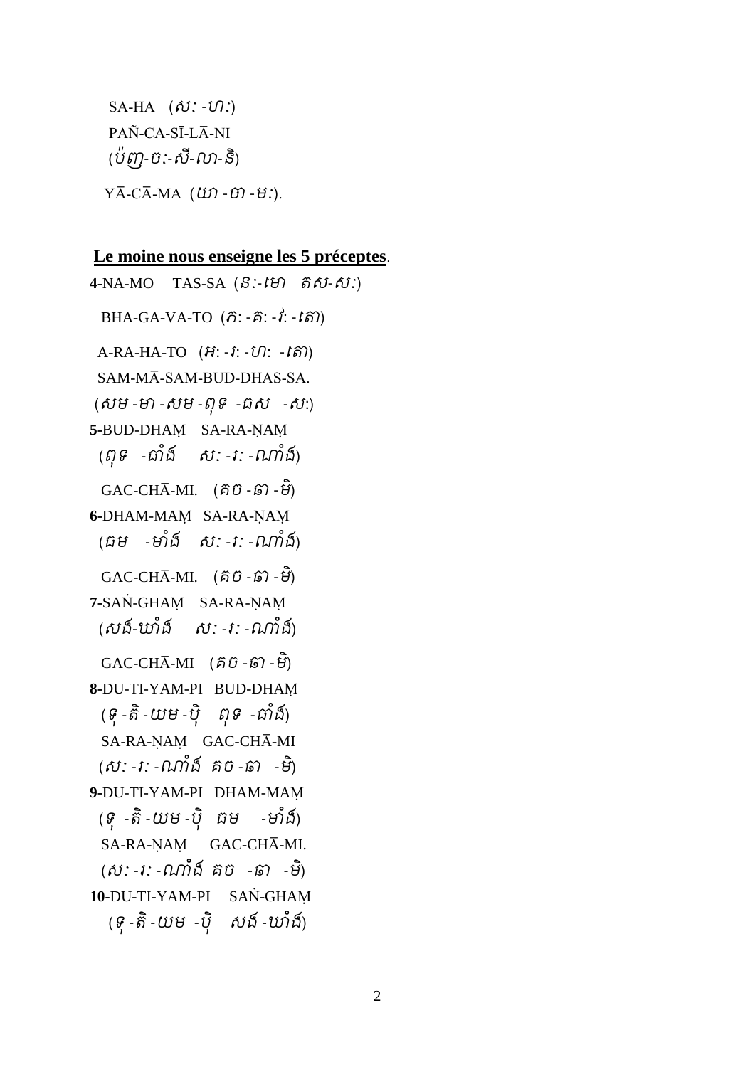SA-HA (សៈ-ហៈ)

PAÑ-CA-SĪ-LĀ-NI

(ប៉ញ-ចៈ-សី-លា-និ)

YĀ-CĀ-MA (យា-ចា-មៈ).

**Le moine nous enseigne les 5 préceptes**.

**4**-NA-MO TAS-SA (នៈ-មោ តស-សៈ)

BHA-GA-VA-TO (ភៈ-គៈ-វៈ-តោ)

A-RA-HA-TO (អៈ-រៈ-ហៈ -តោ)

SAM-MĀ-SAM-BUD-DHAS-SA.

(សម-មា-សម-ពុទ -ធស -សៈ)

**5**-BUD-DHAṂ SA-RA-ṆAṂ

(ពុទ -ធាំង សៈ-រៈ-ណាំង)

GAC-CHĀ-MI. (គច-ឆា-មិ)

**6**-DHAM-MAṂ SA-RA-ṆAṂ

(ធម -មាំង សៈ-រៈ-ណាំង)

GAC-CHĀ-MI. (គច-ឆា-មិ)

**7**-SAṄ-GHAṂ SA-RA-ṆAṂ

(សង-ឃាំង សៈ-រៈ-ណាំង)

GAC-CHĀ-MI (គច-ឆា-មិ)

**8**-DU-TI-YAM-PI BUD-DHAṂ

(ទុ-តិ-យម-ប៉ិ ពុទ -ធាំង)

SA-RA-ṆAṂ GAC-CHĀ-MI

(សៈ-រៈ-ណាំង គច-ឆា -មិ)

**9**-DU-TI-YAM-PI DHAM-MAṂ

(ទុ -តិ-យម-ប៉ិ ធម -មាំង)

SA-RA-ṆAṂ GAC-CHĀ-MI.

(សៈ-រៈ-ណាំង គច -ឆា -មិ)

**10**-DU-TI-YAM-PI SAṄ-GHAṂ

(ទុ-តិ-យម -ប៉ិ សង-ឃាំង)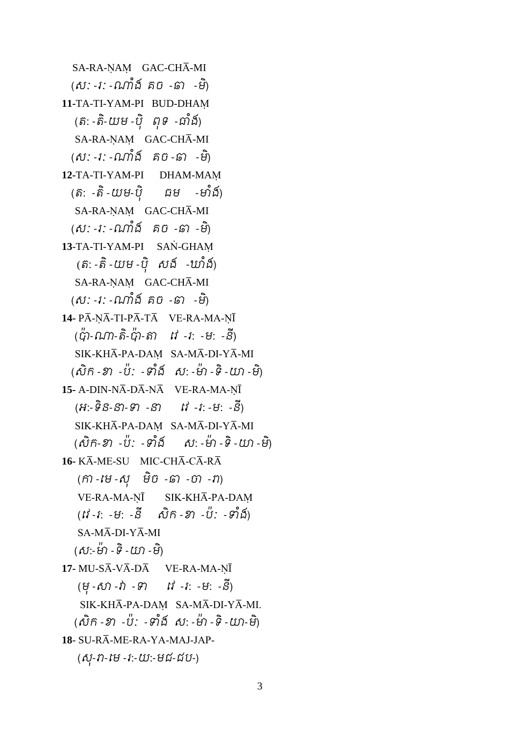SA-RA-ṆAṂ GAC-CHĀ-MI

(ស: -រ: -ណាំង៍ គច -ឆា -មិ)

**11**-TA-TI-YAM-PI BUD-DHAṂ

(ត: -តិ-យម -ប៊ិ ពុទ -ធាំង៍)

SA-RA-ṆAṂ GAC-CHĀ-MI

(ស: -រ: -ណាំង៍ គច -ឆា -មិ)

**12**-TA-TI-YAM-PI DHAM-MAṂ

(ត: -តិ -យម-ប៊ិ ធម -មាំង៍)

SA-RA-ṆAṂ GAC-CHĀ-MI

(ស: -រ: -ណាំង៍ គច -ឆា -មិ)

**13**-TA-TI-YAM-PI SAṄ-GHAṂ

(ត: -តិ -យម -ប៊ិ សង៍ -ឃាំង៍)

SA-RA-ṆAṂ GAC-CHĀ-MI

(ស: -រ: -ណាំង៍ គច -ឆា -មិ)

**14**- PĀ-ṆĀ-TI-PĀ-TĀ VE-RA-MA-ṆĪ

(ប៉ា-ណា-តិ-ប៉ា-តា វេ -រ: -ម: -នី)

SIK-KHĀ-PA-DAṂ SA-MĀ-DI-YĀ-MI

(សិក -ខា -ប៉: -ទាំង៍ ស: -ម៉ា -ទិ -យា -មិ)

**15**- A-DIN-NĀ-DĀ-NĀ VE-RA-MA-ṆĪ

(អ:-ទិន-នា-ទា -នា វេ -រ: -ម: -នី)

SIK-KHĀ-PA-DAṂ SA-MĀ-DI-YĀ-MI

(សិក-ខា -ប៉: -ទាំង៍ ស: -ម៉ា -ទិ -យា -មិ)

**16**- KĀ-ME-SU MIC-CHĀ-CĀ-RĀ

(កា -មេ -សុ មិច -ឆា -ចា -រា)

VE-RA-MA-ṆĪ SIK-KHĀ-PA-DAṂ

(វេ -រ: -ម: -នី សិក -ខា -ប៉: -ទាំង៍)

SA-MĀ-DI-YĀ-MI

(ស:-ម៉ា -ទិ -យា -មិ)

**17**- MU-SĀ-VĀ-DĀ VE-RA-MA-ṆĪ

(មុ -សា -វ៉ា -ទា វេ -រ: -ម: -នី)

SIK-KHĀ-PA-DAṂ SA-MĀ-DI-YĀ-MI.

(សិក -ខា -ប៉: -ទាំង៍ ស: -ម៉ា -ទិ -យា-មិ)

**18**- SU-RĀ-ME-RA-YA-MAJ-JAP-

(សុ-រា-មេ -រ:-យ:-មជ-ជប-)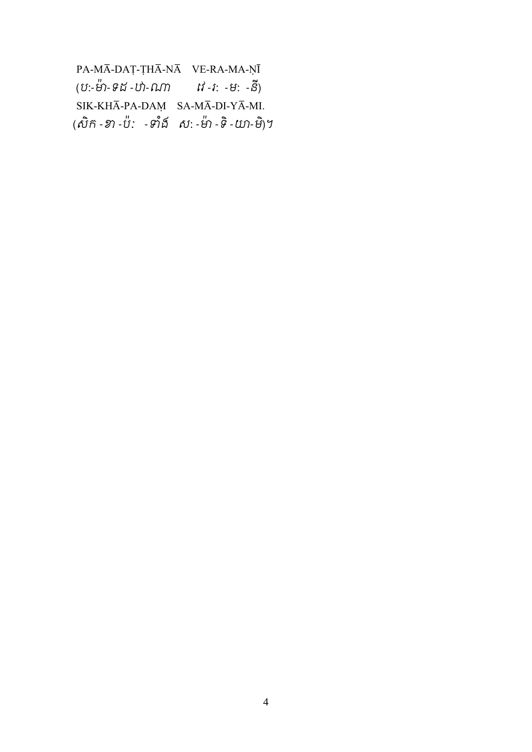PA-MĀ-DAṬ-ṬHĀ-NĀ VE-RA-MA-ṆĪ
(ប:-ម៉ា-ទដ-ឋា-ណា វេ-រ: -ម: -នី)
SIK-KHĀ-PA-DAṂ SA-MĀ-DI-YĀ-MI.
(សិក-ខា-ប៉: -ទាំង ស: -ម៉ា-ទិ-យា-មិ)។